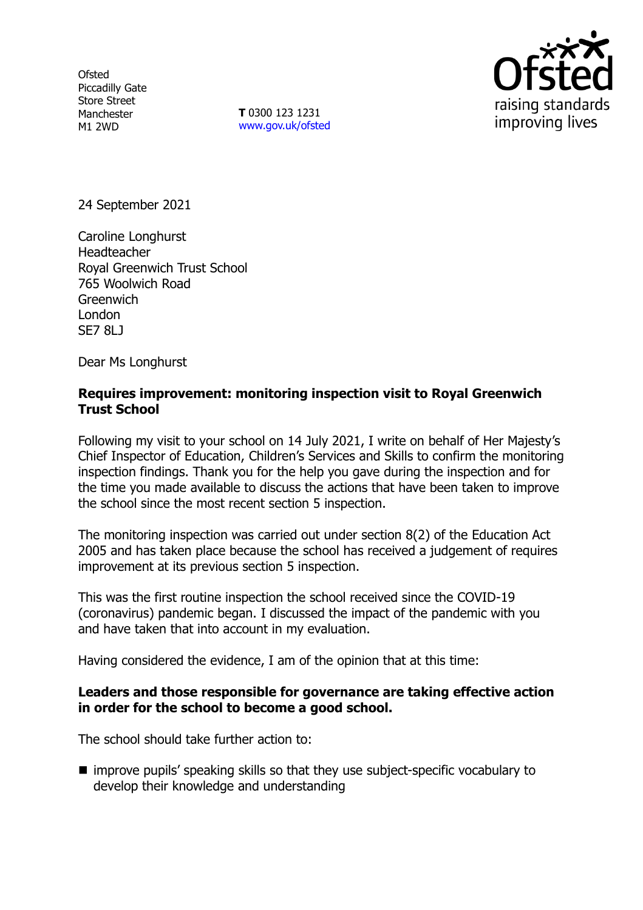Ofsted
Piccadilly Gate
Store Street
Manchester
M1 2WD

**T** 0300 123 1231
www.gov.uk/ofsted

24 September 2021

Caroline Longhurst
Headteacher
Royal Greenwich Trust School
765 Woolwich Road
Greenwich
London
SE7 8LJ

Dear Ms Longhurst

**Requires improvement: monitoring inspection visit to Royal Greenwich Trust School**

Following my visit to your school on 14 July 2021, I write on behalf of Her Majesty's Chief Inspector of Education, Children's Services and Skills to confirm the monitoring inspection findings. Thank you for the help you gave during the inspection and for the time you made available to discuss the actions that have been taken to improve the school since the most recent section 5 inspection.

The monitoring inspection was carried out under section 8(2) of the Education Act 2005 and has taken place because the school has received a judgement of requires improvement at its previous section 5 inspection.

This was the first routine inspection the school received since the COVID-19 (coronavirus) pandemic began. I discussed the impact of the pandemic with you and have taken that into account in my evaluation.

Having considered the evidence, I am of the opinion that at this time:

**Leaders and those responsible for governance are taking effective action in order for the school to become a good school.**

The school should take further action to:

- improve pupils' speaking skills so that they use subject-specific vocabulary to develop their knowledge and understanding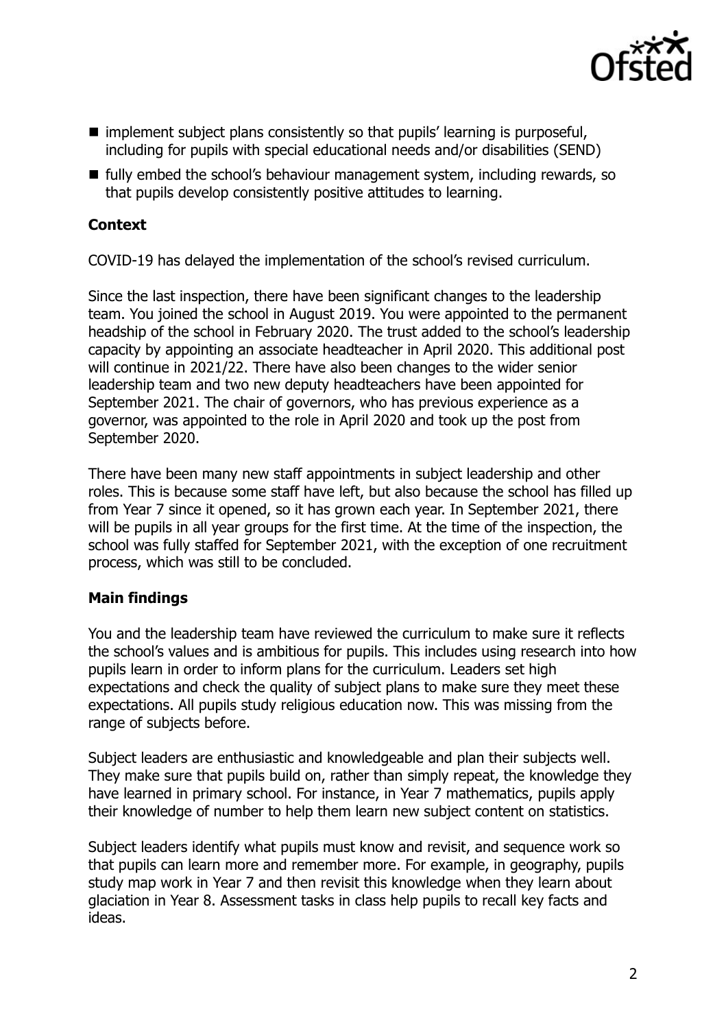- implement subject plans consistently so that pupils' learning is purposeful, including for pupils with special educational needs and/or disabilities (SEND)
- fully embed the school's behaviour management system, including rewards, so that pupils develop consistently positive attitudes to learning.

**Context**

COVID-19 has delayed the implementation of the school's revised curriculum.

Since the last inspection, there have been significant changes to the leadership team. You joined the school in August 2019. You were appointed to the permanent headship of the school in February 2020. The trust added to the school's leadership capacity by appointing an associate headteacher in April 2020. This additional post will continue in 2021/22. There have also been changes to the wider senior leadership team and two new deputy headteachers have been appointed for September 2021. The chair of governors, who has previous experience as a governor, was appointed to the role in April 2020 and took up the post from September 2020.

There have been many new staff appointments in subject leadership and other roles. This is because some staff have left, but also because the school has filled up from Year 7 since it opened, so it has grown each year. In September 2021, there will be pupils in all year groups for the first time. At the time of the inspection, the school was fully staffed for September 2021, with the exception of one recruitment process, which was still to be concluded.

**Main findings**

You and the leadership team have reviewed the curriculum to make sure it reflects the school's values and is ambitious for pupils. This includes using research into how pupils learn in order to inform plans for the curriculum. Leaders set high expectations and check the quality of subject plans to make sure they meet these expectations. All pupils study religious education now. This was missing from the range of subjects before.

Subject leaders are enthusiastic and knowledgeable and plan their subjects well. They make sure that pupils build on, rather than simply repeat, the knowledge they have learned in primary school. For instance, in Year 7 mathematics, pupils apply their knowledge of number to help them learn new subject content on statistics.

Subject leaders identify what pupils must know and revisit, and sequence work so that pupils can learn more and remember more. For example, in geography, pupils study map work in Year 7 and then revisit this knowledge when they learn about glaciation in Year 8. Assessment tasks in class help pupils to recall key facts and ideas.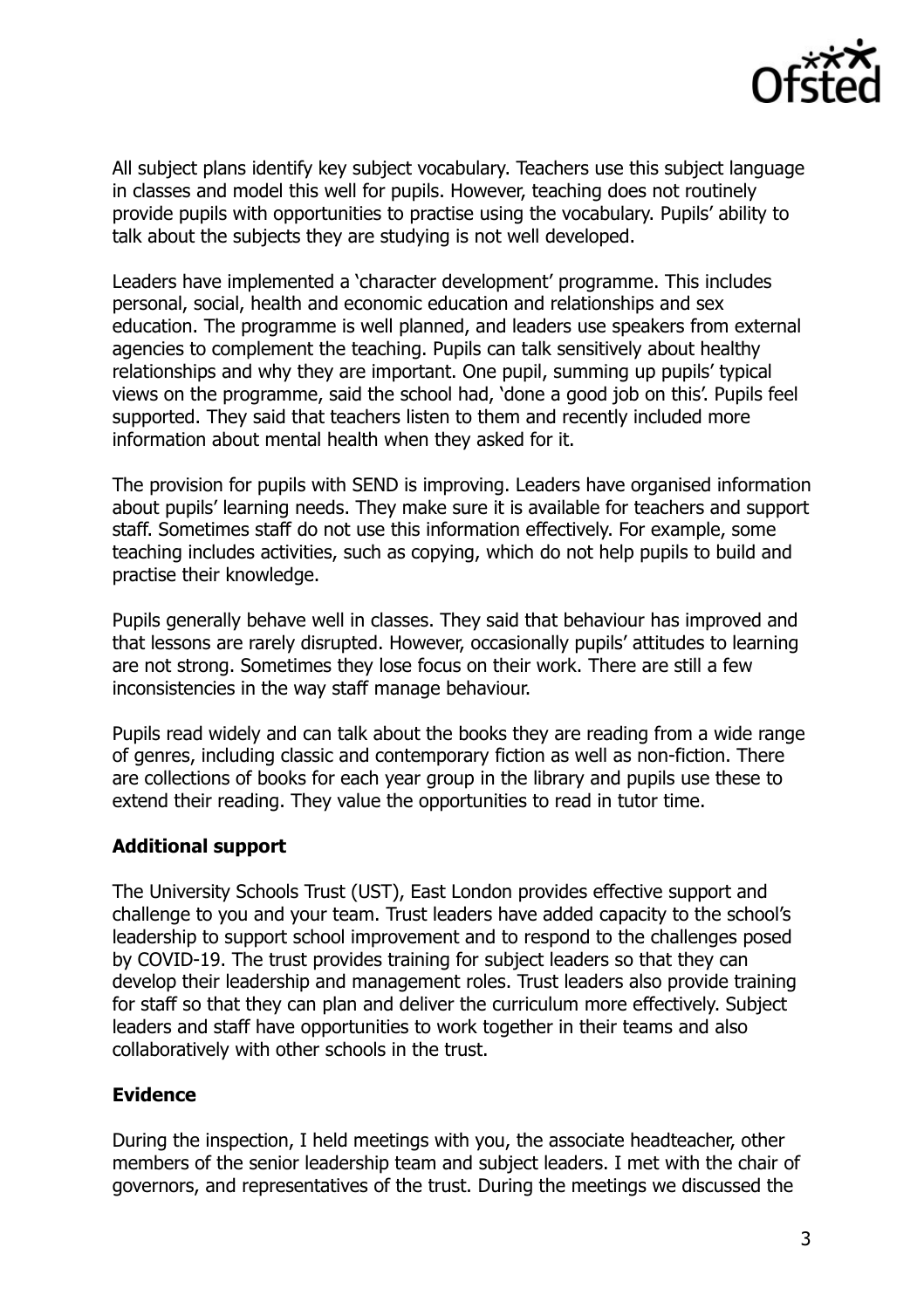All subject plans identify key subject vocabulary. Teachers use this subject language in classes and model this well for pupils. However, teaching does not routinely provide pupils with opportunities to practise using the vocabulary. Pupils' ability to talk about the subjects they are studying is not well developed.

Leaders have implemented a 'character development' programme. This includes personal, social, health and economic education and relationships and sex education. The programme is well planned, and leaders use speakers from external agencies to complement the teaching. Pupils can talk sensitively about healthy relationships and why they are important. One pupil, summing up pupils' typical views on the programme, said the school had, 'done a good job on this'. Pupils feel supported. They said that teachers listen to them and recently included more information about mental health when they asked for it.

The provision for pupils with SEND is improving. Leaders have organised information about pupils' learning needs. They make sure it is available for teachers and support staff. Sometimes staff do not use this information effectively. For example, some teaching includes activities, such as copying, which do not help pupils to build and practise their knowledge.

Pupils generally behave well in classes. They said that behaviour has improved and that lessons are rarely disrupted. However, occasionally pupils' attitudes to learning are not strong. Sometimes they lose focus on their work. There are still a few inconsistencies in the way staff manage behaviour.

Pupils read widely and can talk about the books they are reading from a wide range of genres, including classic and contemporary fiction as well as non-fiction. There are collections of books for each year group in the library and pupils use these to extend their reading. They value the opportunities to read in tutor time.

## Additional support

The University Schools Trust (UST), East London provides effective support and challenge to you and your team. Trust leaders have added capacity to the school's leadership to support school improvement and to respond to the challenges posed by COVID-19. The trust provides training for subject leaders so that they can develop their leadership and management roles. Trust leaders also provide training for staff so that they can plan and deliver the curriculum more effectively. Subject leaders and staff have opportunities to work together in their teams and also collaboratively with other schools in the trust.

## Evidence

During the inspection, I held meetings with you, the associate headteacher, other members of the senior leadership team and subject leaders. I met with the chair of governors, and representatives of the trust. During the meetings we discussed the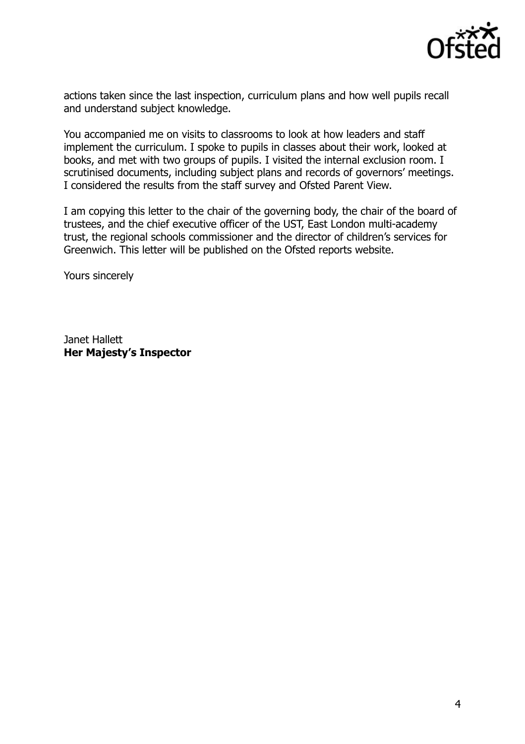actions taken since the last inspection, curriculum plans and how well pupils recall and understand subject knowledge.

You accompanied me on visits to classrooms to look at how leaders and staff implement the curriculum. I spoke to pupils in classes about their work, looked at books, and met with two groups of pupils. I visited the internal exclusion room. I scrutinised documents, including subject plans and records of governors' meetings. I considered the results from the staff survey and Ofsted Parent View.

I am copying this letter to the chair of the governing body, the chair of the board of trustees, and the chief executive officer of the UST, East London multi-academy trust, the regional schools commissioner and the director of children's services for Greenwich. This letter will be published on the Ofsted reports website.

Yours sincerely

Janet Hallett
**Her Majesty's Inspector**